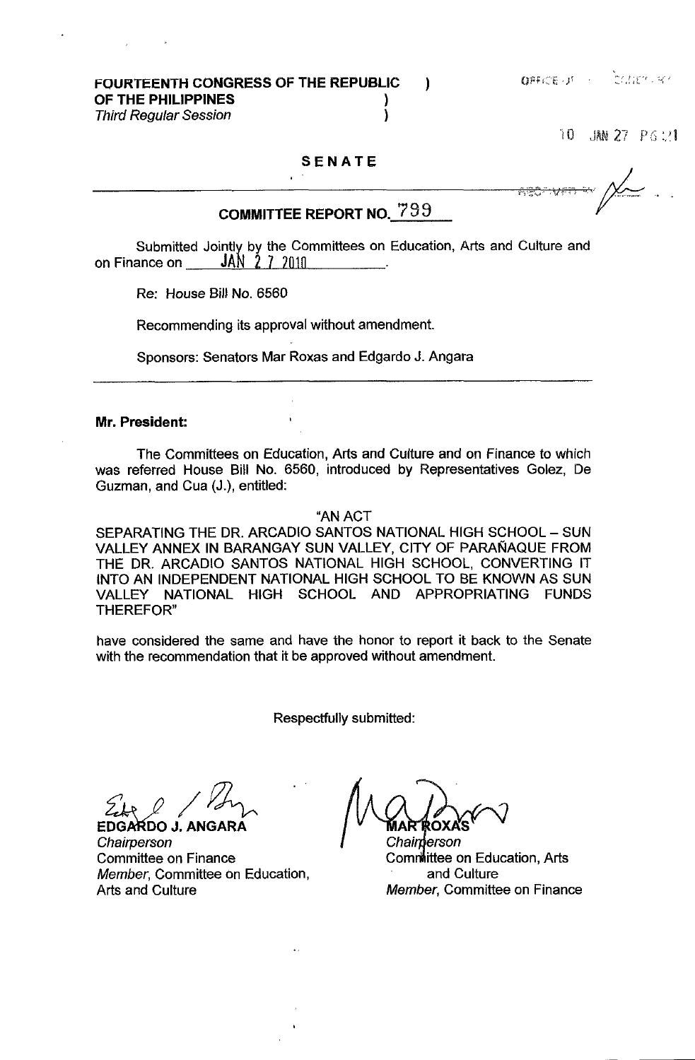**FOURTEENTH CONGRESS OF THE REPUBLIC OF THE PHILIPPINES** )
*Third Regular Session* )

10 JAN 27 P6:21

## SENATE

## COMMITTEE REPORT NO. 799

Submitted Jointly by the Committees on Education, Arts and Culture and on Finance on JAN 27 2010.

Re: House Bill No. 6560

Recommending its approval without amendment.

Sponsors: Senators Mar Roxas and Edgardo J. Angara

---

**Mr. President:**

The Committees on Education, Arts and Culture and on Finance to which was referred House Bill No. 6560, introduced by Representatives Golez, De Guzman, and Cua (J.), entitled:

"AN ACT
SEPARATING THE DR. ARCADIO SANTOS NATIONAL HIGH SCHOOL – SUN VALLEY ANNEX IN BARANGAY SUN VALLEY, CITY OF PARAÑAQUE FROM THE DR. ARCADIO SANTOS NATIONAL HIGH SCHOOL, CONVERTING IT INTO AN INDEPENDENT NATIONAL HIGH SCHOOL TO BE KNOWN AS SUN VALLEY NATIONAL HIGH SCHOOL AND APPROPRIATING FUNDS THEREFOR"

have considered the same and have the honor to report it back to the Senate with the recommendation that it be approved without amendment.

Respectfully submitted:

**EDGARDO J. ANGARA**
*Chairperson*
Committee on Finance
*Member*, Committee on Education, Arts and Culture

**MAR ROXAS**
*Chairperson*
Committee on Education, Arts and Culture
*Member*, Committee on Finance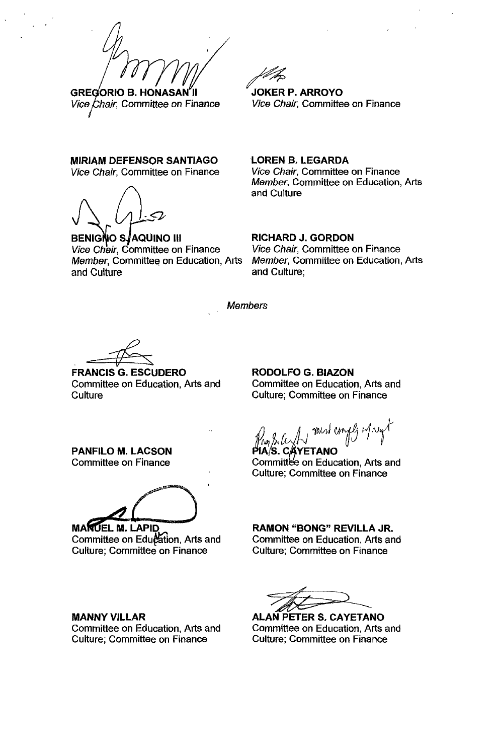**GREGORIO B. HONASAN II**
*Vice Chair*, Committee on Finance

**JOKER P. ARROYO**
*Vice Chair*, Committee on Finance

**MIRIAM DEFENSOR SANTIAGO**
*Vice Chair*, Committee on Finance

**LOREN B. LEGARDA**
*Vice Chair*, Committee on Finance
*Member*, Committee on Education, Arts and Culture

**BENIGNO S. AQUINO III**
*Vice Chair*, Committee on Finance
*Member*, Committee on Education, Arts and Culture

**RICHARD J. GORDON**
*Vice Chair*, Committee on Finance
*Member*, Committee on Education, Arts and Culture;

*Members*

**FRANCIS G. ESCUDERO**
Committee on Education, Arts and Culture

**RODOLFO G. BIAZON**
Committee on Education, Arts and Culture; Committee on Finance

**PANFILO M. LACSON**
Committee on Finance

must comply w/ reqt

**PIA S. CAYETANO**
Committee on Education, Arts and Culture; Committee on Finance

**MANUEL M. LAPID**
Committee on Education, Arts and Culture; Committee on Finance

**RAMON "BONG" REVILLA JR.**
Committee on Education, Arts and Culture; Committee on Finance

**MANNY VILLAR**
Committee on Education, Arts and Culture; Committee on Finance

**ALAN PETER S. CAYETANO**
Committee on Education, Arts and Culture; Committee on Finance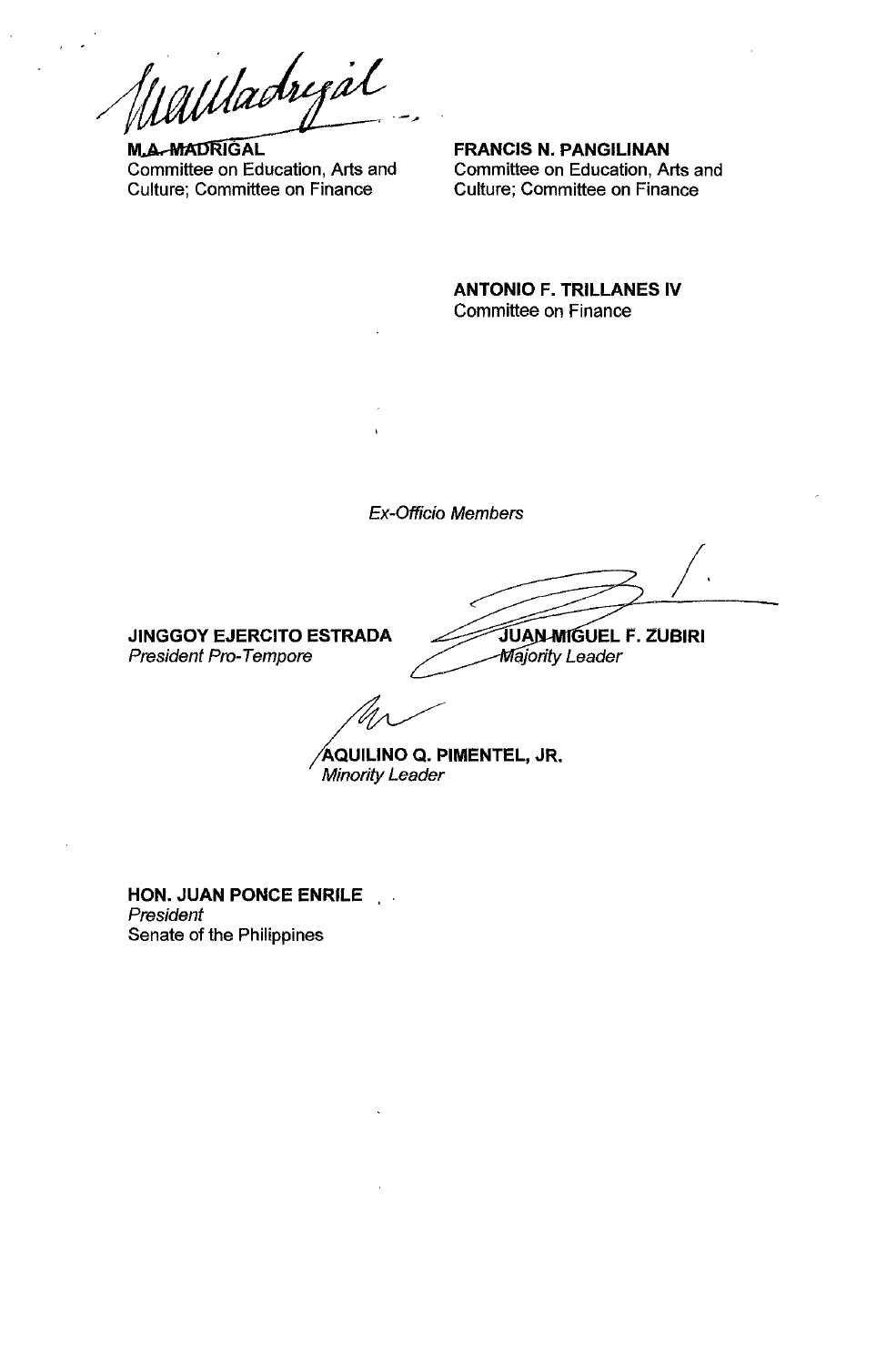**M.A. MADRIGAL**
Committee on Education, Arts and Culture; Committee on Finance

**FRANCIS N. PANGILINAN**
Committee on Education, Arts and Culture; Committee on Finance

**ANTONIO F. TRILLANES IV**
Committee on Finance

*Ex-Officio Members*

**JINGGOY EJERCITO ESTRADA**
*President Pro-Tempore*

**JUAN MIGUEL F. ZUBIRI**
*Majority Leader*

**AQUILINO Q. PIMENTEL, JR.**
*Minority Leader*

**HON. JUAN PONCE ENRILE**
*President*
Senate of the Philippines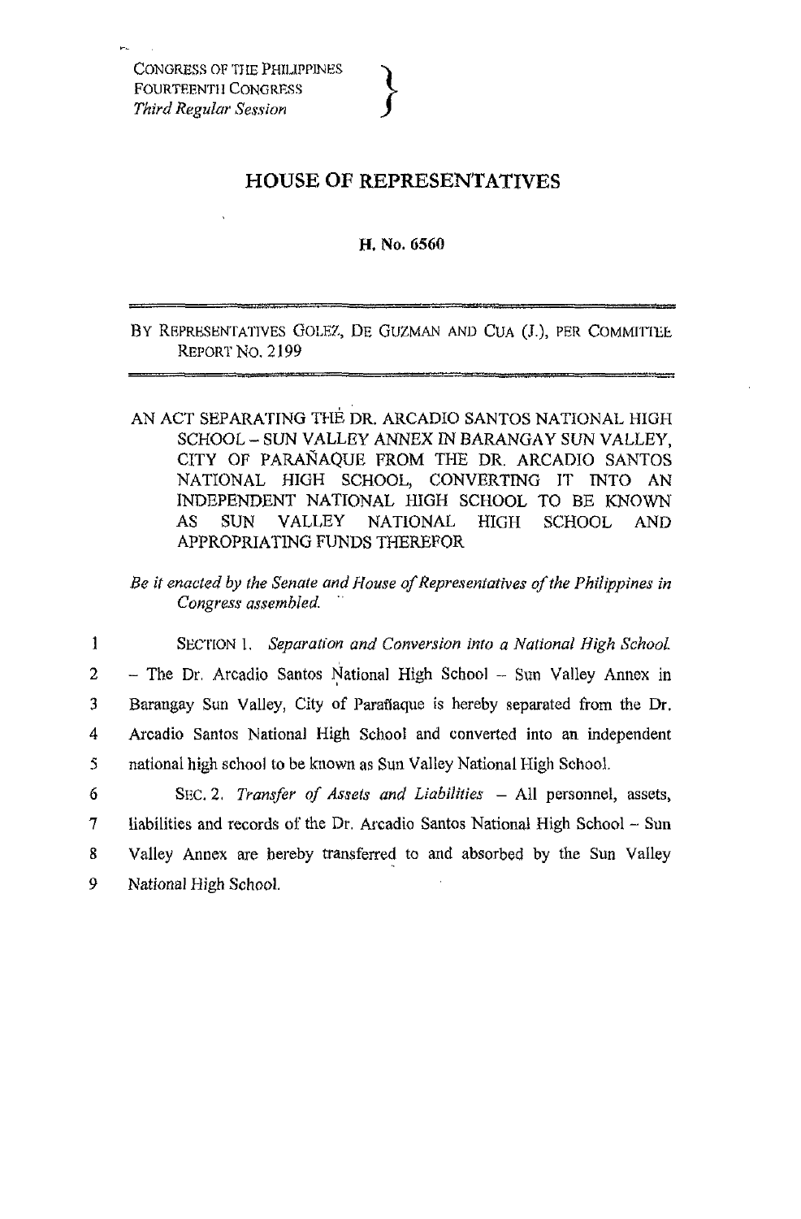CONGRESS OF THE PHILIPPINES
FOURTEENTH CONGRESS
*Third Regular Session*

# HOUSE OF REPRESENTATIVES

**H. No. 6560**

---

BY REPRESENTATIVES GOLEZ, DE GUZMAN AND CUA (J.), PER COMMITTEE REPORT NO. 2199

---

AN ACT SEPARATING THE DR. ARCADIO SANTOS NATIONAL HIGH SCHOOL – SUN VALLEY ANNEX IN BARANGAY SUN VALLEY, CITY OF PARAÑAQUE FROM THE DR. ARCADIO SANTOS NATIONAL HIGH SCHOOL, CONVERTING IT INTO AN INDEPENDENT NATIONAL HIGH SCHOOL TO BE KNOWN AS SUN VALLEY NATIONAL HIGH SCHOOL AND APPROPRIATING FUNDS THEREFOR

*Be it enacted by the Senate and House of Representatives of the Philippines in Congress assembled.*

1 SECTION 1. *Separation and Conversion into a National High School.*
2 – The Dr. Arcadio Santos National High School – Sun Valley Annex in
3 Barangay Sun Valley, City of Parañaque is hereby separated from the Dr.
4 Arcadio Santos National High School and converted into an independent
5 national high school to be known as Sun Valley National High School.

6 SEC. 2. *Transfer of Assets and Liabilities* – All personnel, assets,
7 liabilities and records of the Dr. Arcadio Santos National High School – Sun
8 Valley Annex are hereby transferred to and absorbed by the Sun Valley
9 National High School.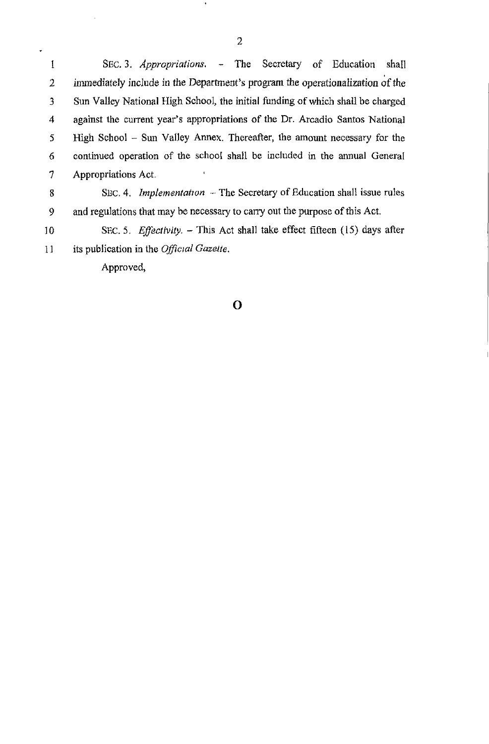SEC. 3. *Appropriations.* – The Secretary of Education shall immediately include in the Department's program the operationalization of the Sun Valley National High School, the initial funding of which shall be charged against the current year's appropriations of the Dr. Arcadio Santos National High School – Sun Valley Annex. Thereafter, the amount necessary for the continued operation of the school shall be included in the annual General Appropriations Act.

SEC. 4. *Implementation* – The Secretary of Education shall issue rules and regulations that may be necessary to carry out the purpose of this Act.

SEC. 5. *Effectivity.* – This Act shall take effect fifteen (15) days after its publication in the *Official Gazette*.

Approved,

O